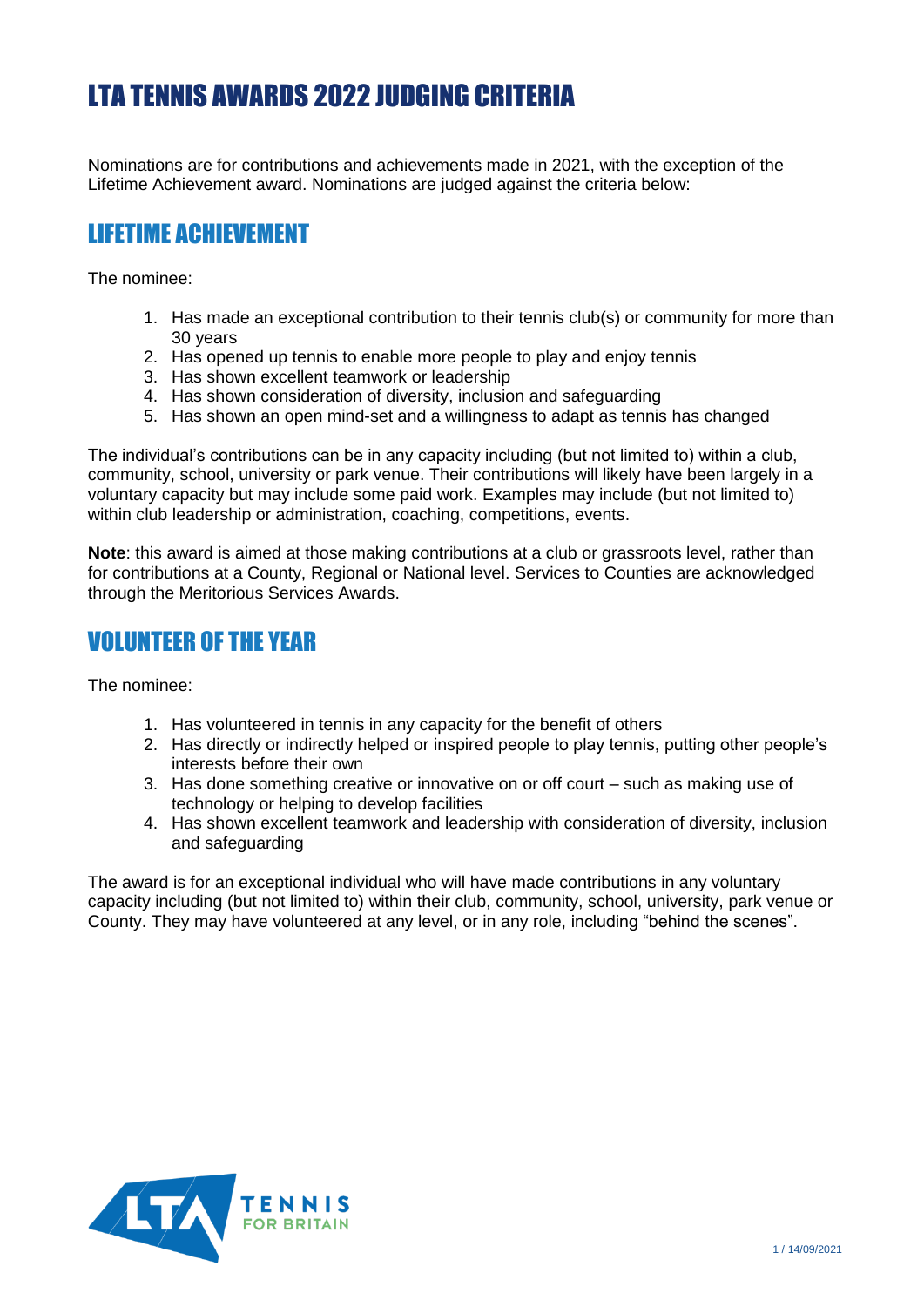# LTA TENNIS AWARDS 2022 JUDGING CRITERIA

Nominations are for contributions and achievements made in 2021, with the exception of the Lifetime Achievement award. Nominations are judged against the criteria below:

## LIFETIME ACHIEVEMENT

The nominee:

1. Has made an exceptional contribution to their tennis club(s) or community for more than 30 years
2. Has opened up tennis to enable more people to play and enjoy tennis
3. Has shown excellent teamwork or leadership
4. Has shown consideration of diversity, inclusion and safeguarding
5. Has shown an open mind-set and a willingness to adapt as tennis has changed

The individual's contributions can be in any capacity including (but not limited to) within a club, community, school, university or park venue. Their contributions will likely have been largely in a voluntary capacity but may include some paid work. Examples may include (but not limited to) within club leadership or administration, coaching, competitions, events.

**Note**: this award is aimed at those making contributions at a club or grassroots level, rather than for contributions at a County, Regional or National level. Services to Counties are acknowledged through the Meritorious Services Awards.

## VOLUNTEER OF THE YEAR

The nominee:

1. Has volunteered in tennis in any capacity for the benefit of others
2. Has directly or indirectly helped or inspired people to play tennis, putting other people's interests before their own
3. Has done something creative or innovative on or off court – such as making use of technology or helping to develop facilities
4. Has shown excellent teamwork and leadership with consideration of diversity, inclusion and safeguarding

The award is for an exceptional individual who will have made contributions in any voluntary capacity including (but not limited to) within their club, community, school, university, park venue or County. They may have volunteered at any level, or in any role, including "behind the scenes".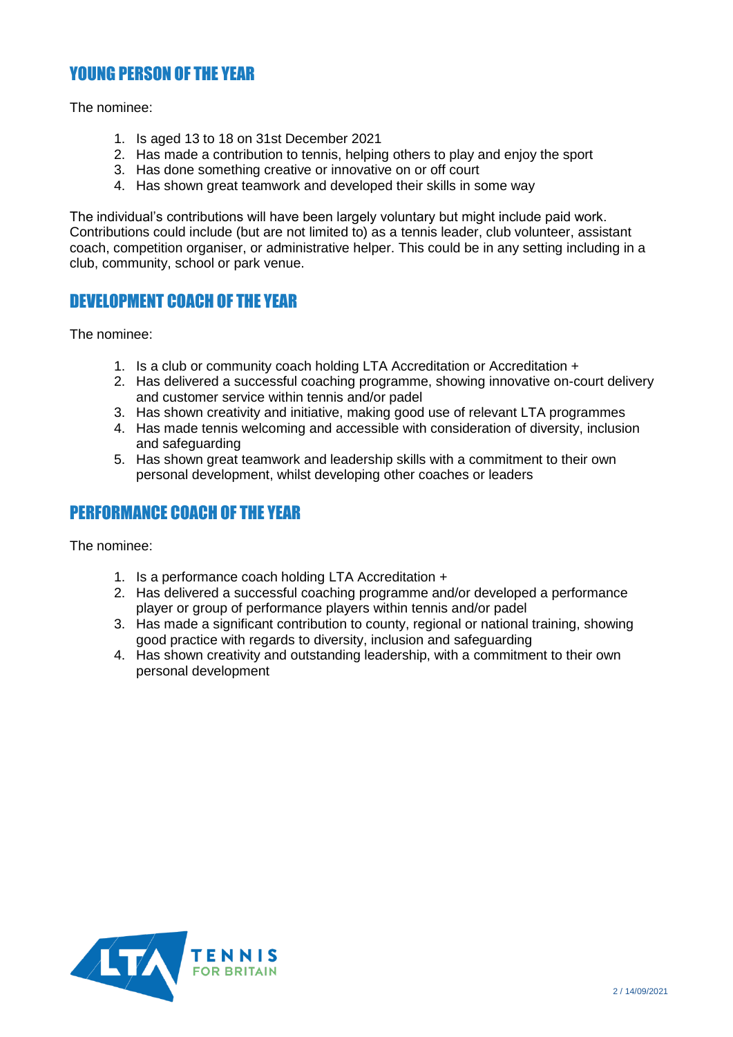## YOUNG PERSON OF THE YEAR

The nominee:

1. Is aged 13 to 18 on 31st December 2021
2. Has made a contribution to tennis, helping others to play and enjoy the sport
3. Has done something creative or innovative on or off court
4. Has shown great teamwork and developed their skills in some way

The individual's contributions will have been largely voluntary but might include paid work. Contributions could include (but are not limited to) as a tennis leader, club volunteer, assistant coach, competition organiser, or administrative helper. This could be in any setting including in a club, community, school or park venue.

## DEVELOPMENT COACH OF THE YEAR

The nominee:

1. Is a club or community coach holding LTA Accreditation or Accreditation +
2. Has delivered a successful coaching programme, showing innovative on-court delivery and customer service within tennis and/or padel
3. Has shown creativity and initiative, making good use of relevant LTA programmes
4. Has made tennis welcoming and accessible with consideration of diversity, inclusion and safeguarding
5. Has shown great teamwork and leadership skills with a commitment to their own personal development, whilst developing other coaches or leaders

## PERFORMANCE COACH OF THE YEAR

The nominee:

1. Is a performance coach holding LTA Accreditation +
2. Has delivered a successful coaching programme and/or developed a performance player or group of performance players within tennis and/or padel
3. Has made a significant contribution to county, regional or national training, showing good practice with regards to diversity, inclusion and safeguarding
4. Has shown creativity and outstanding leadership, with a commitment to their own personal development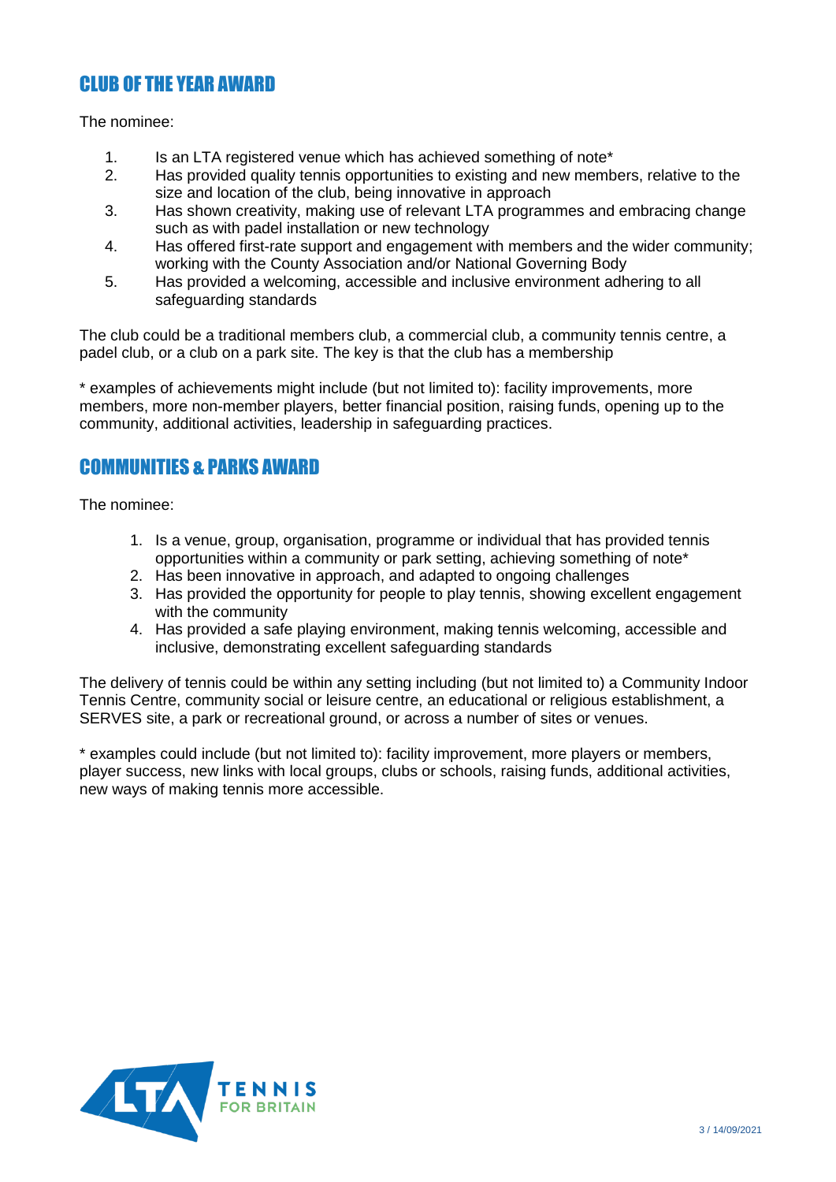## CLUB OF THE YEAR AWARD

The nominee:

1. Is an LTA registered venue which has achieved something of note*
2. Has provided quality tennis opportunities to existing and new members, relative to the size and location of the club, being innovative in approach
3. Has shown creativity, making use of relevant LTA programmes and embracing change such as with padel installation or new technology
4. Has offered first-rate support and engagement with members and the wider community; working with the County Association and/or National Governing Body
5. Has provided a welcoming, accessible and inclusive environment adhering to all safeguarding standards

The club could be a traditional members club, a commercial club, a community tennis centre, a padel club, or a club on a park site. The key is that the club has a membership

* examples of achievements might include (but not limited to): facility improvements, more members, more non-member players, better financial position, raising funds, opening up to the community, additional activities, leadership in safeguarding practices.

## COMMUNITIES & PARKS AWARD

The nominee:

1. Is a venue, group, organisation, programme or individual that has provided tennis opportunities within a community or park setting, achieving something of note*
2. Has been innovative in approach, and adapted to ongoing challenges
3. Has provided the opportunity for people to play tennis, showing excellent engagement with the community
4. Has provided a safe playing environment, making tennis welcoming, accessible and inclusive, demonstrating excellent safeguarding standards

The delivery of tennis could be within any setting including (but not limited to) a Community Indoor Tennis Centre, community social or leisure centre, an educational or religious establishment, a SERVES site, a park or recreational ground, or across a number of sites or venues.

* examples could include (but not limited to): facility improvement, more players or members, player success, new links with local groups, clubs or schools, raising funds, additional activities, new ways of making tennis more accessible.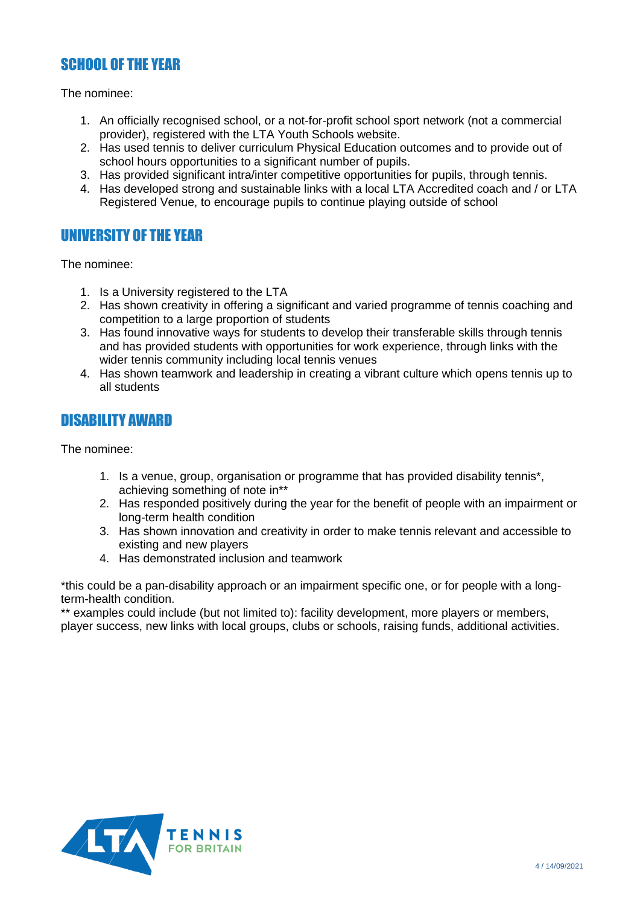## SCHOOL OF THE YEAR

The nominee:

1. An officially recognised school, or a not-for-profit school sport network (not a commercial provider), registered with the LTA Youth Schools website.
2. Has used tennis to deliver curriculum Physical Education outcomes and to provide out of school hours opportunities to a significant number of pupils.
3. Has provided significant intra/inter competitive opportunities for pupils, through tennis.
4. Has developed strong and sustainable links with a local LTA Accredited coach and / or LTA Registered Venue, to encourage pupils to continue playing outside of school

## UNIVERSITY OF THE YEAR

The nominee:

1. Is a University registered to the LTA
2. Has shown creativity in offering a significant and varied programme of tennis coaching and competition to a large proportion of students
3. Has found innovative ways for students to develop their transferable skills through tennis and has provided students with opportunities for work experience, through links with the wider tennis community including local tennis venues
4. Has shown teamwork and leadership in creating a vibrant culture which opens tennis up to all students

## DISABILITY AWARD

The nominee:

1. Is a venue, group, organisation or programme that has provided disability tennis*, achieving something of note in**
2. Has responded positively during the year for the benefit of people with an impairment or long-term health condition
3. Has shown innovation and creativity in order to make tennis relevant and accessible to existing and new players
4. Has demonstrated inclusion and teamwork

*this could be a pan-disability approach or an impairment specific one, or for people with a long-term-health condition.

** examples could include (but not limited to): facility development, more players or members, player success, new links with local groups, clubs or schools, raising funds, additional activities.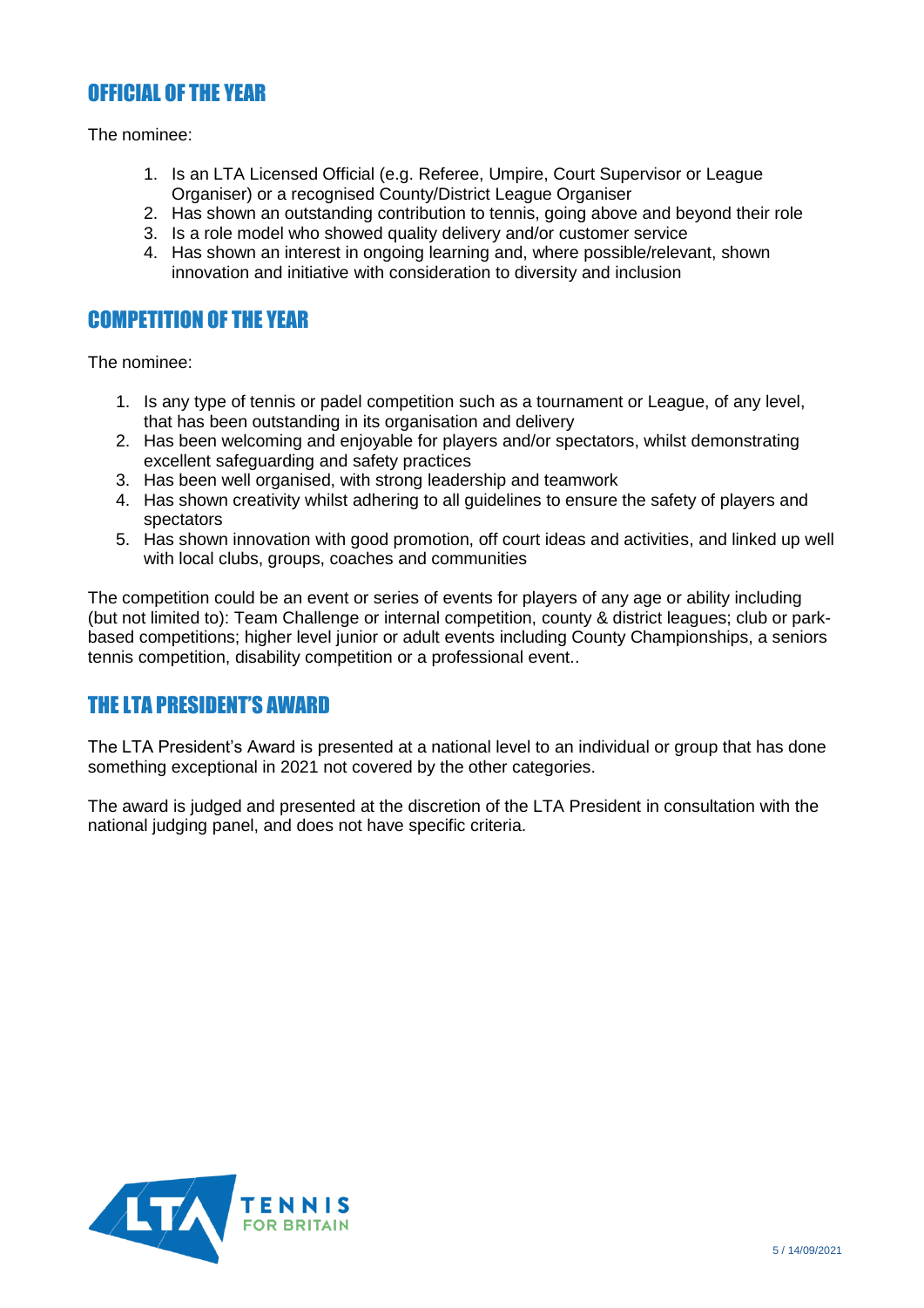## OFFICIAL OF THE YEAR

The nominee:

1. Is an LTA Licensed Official (e.g. Referee, Umpire, Court Supervisor or League Organiser) or a recognised County/District League Organiser
2. Has shown an outstanding contribution to tennis, going above and beyond their role
3. Is a role model who showed quality delivery and/or customer service
4. Has shown an interest in ongoing learning and, where possible/relevant, shown innovation and initiative with consideration to diversity and inclusion

## COMPETITION OF THE YEAR

The nominee:

1. Is any type of tennis or padel competition such as a tournament or League, of any level, that has been outstanding in its organisation and delivery
2. Has been welcoming and enjoyable for players and/or spectators, whilst demonstrating excellent safeguarding and safety practices
3. Has been well organised, with strong leadership and teamwork
4. Has shown creativity whilst adhering to all guidelines to ensure the safety of players and spectators
5. Has shown innovation with good promotion, off court ideas and activities, and linked up well with local clubs, groups, coaches and communities

The competition could be an event or series of events for players of any age or ability including (but not limited to): Team Challenge or internal competition, county & district leagues; club or park-based competitions; higher level junior or adult events including County Championships, a seniors tennis competition, disability competition or a professional event..

## THE LTA PRESIDENT'S AWARD

The LTA President's Award is presented at a national level to an individual or group that has done something exceptional in 2021 not covered by the other categories.

The award is judged and presented at the discretion of the LTA President in consultation with the national judging panel, and does not have specific criteria.